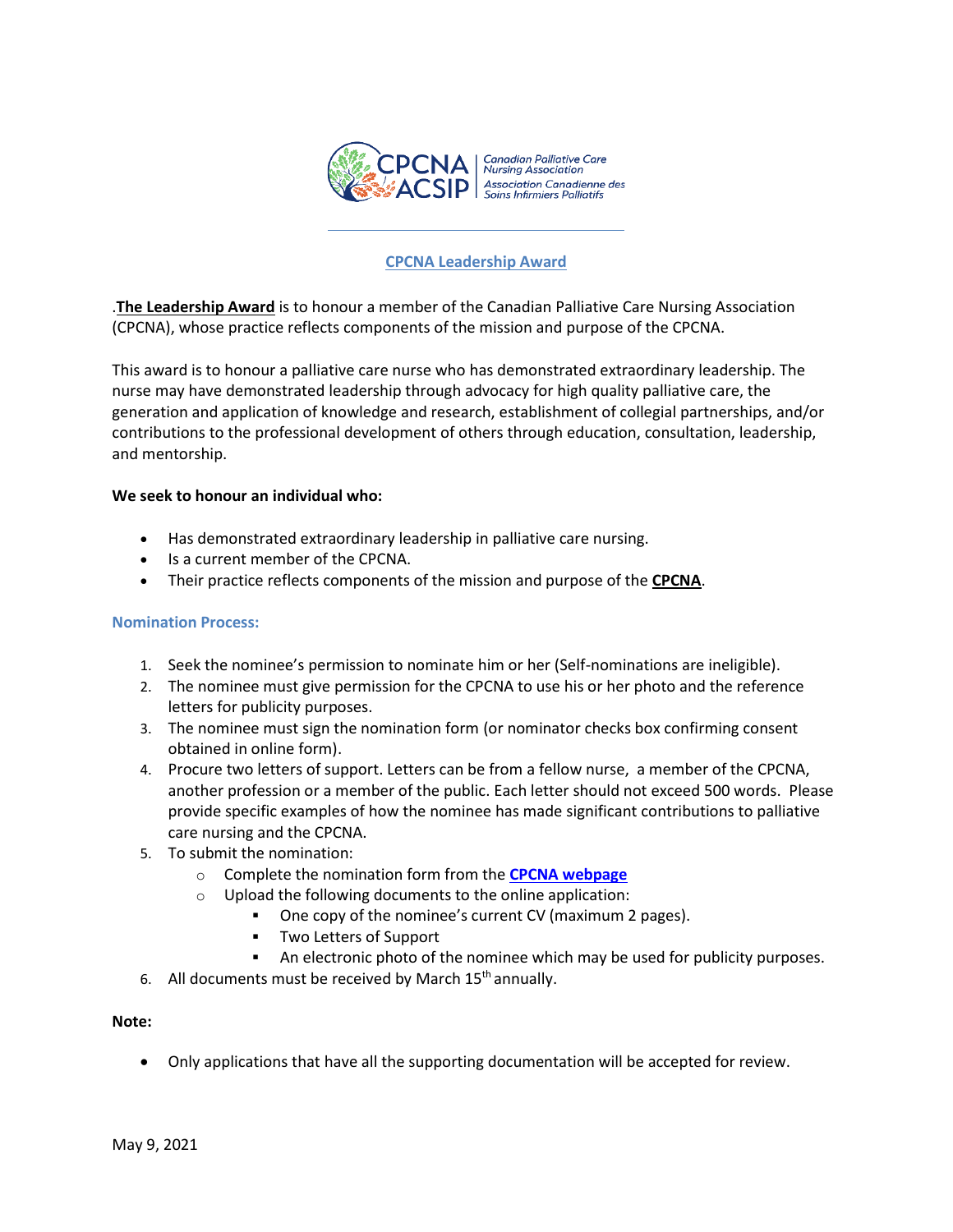# CPCNA Leadership Award

.**The Leadership Award** is to honour a member of the Canadian Palliative Care Nursing Association (CPCNA), whose practice reflects components of the mission and purpose of the CPCNA.

This award is to honour a palliative care nurse who has demonstrated extraordinary leadership. The nurse may have demonstrated leadership through advocacy for high quality palliative care, the generation and application of knowledge and research, establishment of collegial partnerships, and/or contributions to the professional development of others through education, consultation, leadership, and mentorship.

**We seek to honour an individual who:**

- Has demonstrated extraordinary leadership in palliative care nursing.
- Is a current member of the CPCNA.
- Their practice reflects components of the mission and purpose of the **CPCNA**.

## Nomination Process:

1. Seek the nominee's permission to nominate him or her (Self-nominations are ineligible).
2. The nominee must give permission for the CPCNA to use his or her photo and the reference letters for publicity purposes.
3. The nominee must sign the nomination form (or nominator checks box confirming consent obtained in online form).
4. Procure two letters of support. Letters can be from a fellow nurse, a member of the CPCNA, another profession or a member of the public. Each letter should not exceed 500 words. Please provide specific examples of how the nominee has made significant contributions to palliative care nursing and the CPCNA.
5. To submit the nomination:
   - Complete the nomination form from the **CPCNA webpage**
   - Upload the following documents to the online application:
     - One copy of the nominee's current CV (maximum 2 pages).
     - Two Letters of Support
     - An electronic photo of the nominee which may be used for publicity purposes.
6. All documents must be received by March 15th annually.

**Note:**

- Only applications that have all the supporting documentation will be accepted for review.

May 9, 2021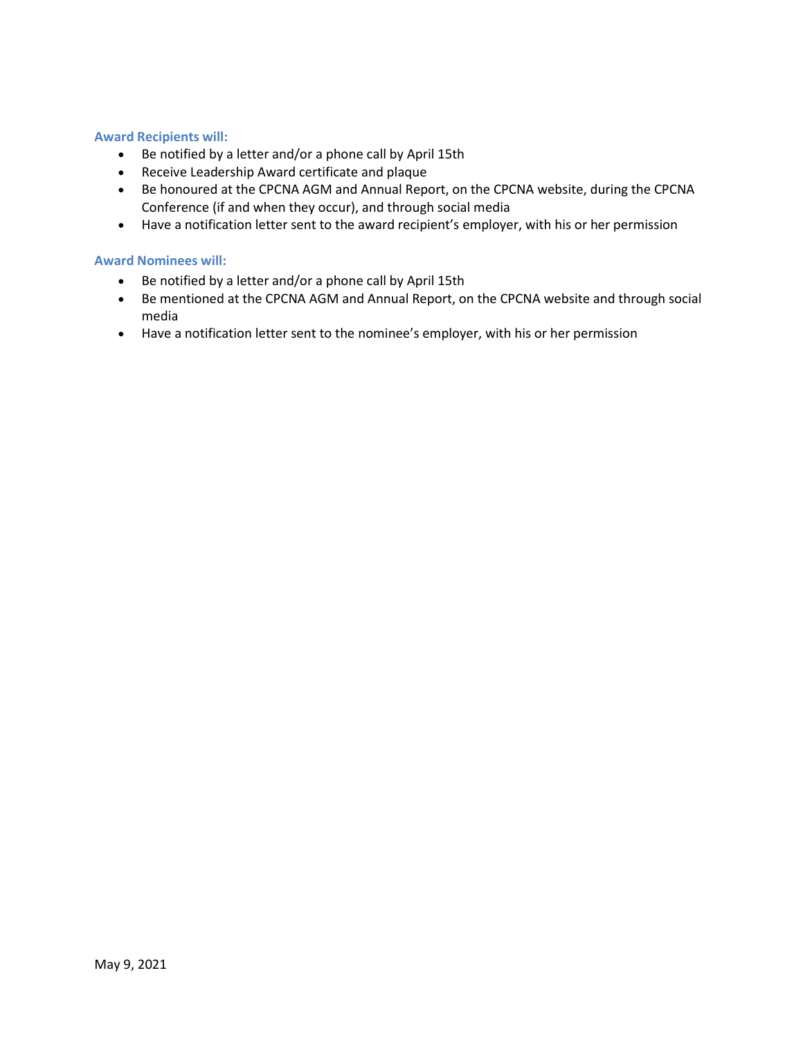### Award Recipients will:

- Be notified by a letter and/or a phone call by April 15th
- Receive Leadership Award certificate and plaque
- Be honoured at the CPCNA AGM and Annual Report, on the CPCNA website, during the CPCNA Conference (if and when they occur), and through social media
- Have a notification letter sent to the award recipient's employer, with his or her permission

### Award Nominees will:

- Be notified by a letter and/or a phone call by April 15th
- Be mentioned at the CPCNA AGM and Annual Report, on the CPCNA website and through social media
- Have a notification letter sent to the nominee's employer, with his or her permission

May 9, 2021